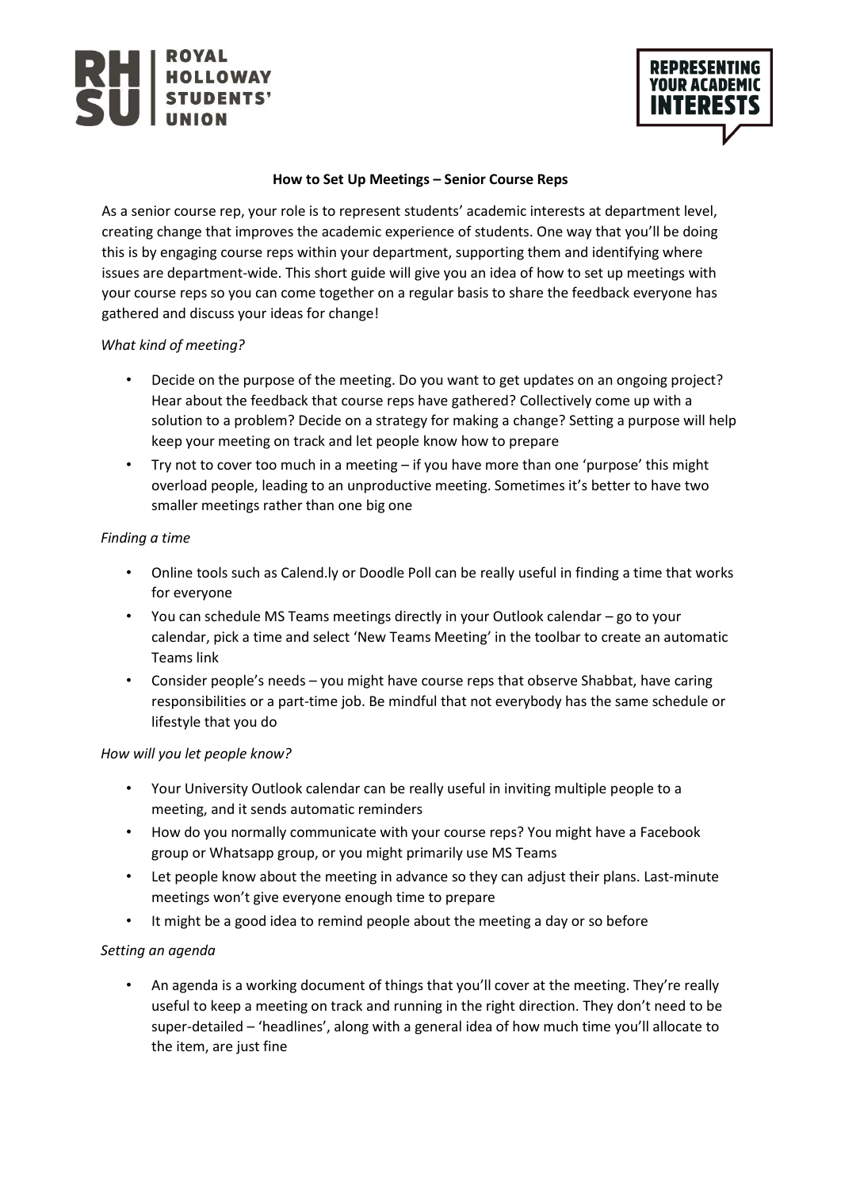ROYAL HOLLOWAY STUDENTS' UNION

REPRESENTING YOUR ACADEMIC INTERESTS

# How to Set Up Meetings – Senior Course Reps

As a senior course rep, your role is to represent students' academic interests at department level, creating change that improves the academic experience of students. One way that you'll be doing this is by engaging course reps within your department, supporting them and identifying where issues are department-wide. This short guide will give you an idea of how to set up meetings with your course reps so you can come together on a regular basis to share the feedback everyone has gathered and discuss your ideas for change!

*What kind of meeting?*

- Decide on the purpose of the meeting. Do you want to get updates on an ongoing project? Hear about the feedback that course reps have gathered? Collectively come up with a solution to a problem? Decide on a strategy for making a change? Setting a purpose will help keep your meeting on track and let people know how to prepare
- Try not to cover too much in a meeting – if you have more than one 'purpose' this might overload people, leading to an unproductive meeting. Sometimes it's better to have two smaller meetings rather than one big one

*Finding a time*

- Online tools such as Calend.ly or Doodle Poll can be really useful in finding a time that works for everyone
- You can schedule MS Teams meetings directly in your Outlook calendar – go to your calendar, pick a time and select 'New Teams Meeting' in the toolbar to create an automatic Teams link
- Consider people's needs – you might have course reps that observe Shabbat, have caring responsibilities or a part-time job. Be mindful that not everybody has the same schedule or lifestyle that you do

*How will you let people know?*

- Your University Outlook calendar can be really useful in inviting multiple people to a meeting, and it sends automatic reminders
- How do you normally communicate with your course reps? You might have a Facebook group or Whatsapp group, or you might primarily use MS Teams
- Let people know about the meeting in advance so they can adjust their plans. Last-minute meetings won't give everyone enough time to prepare
- It might be a good idea to remind people about the meeting a day or so before

*Setting an agenda*

- An agenda is a working document of things that you'll cover at the meeting. They're really useful to keep a meeting on track and running in the right direction. They don't need to be super-detailed – 'headlines', along with a general idea of how much time you'll allocate to the item, are just fine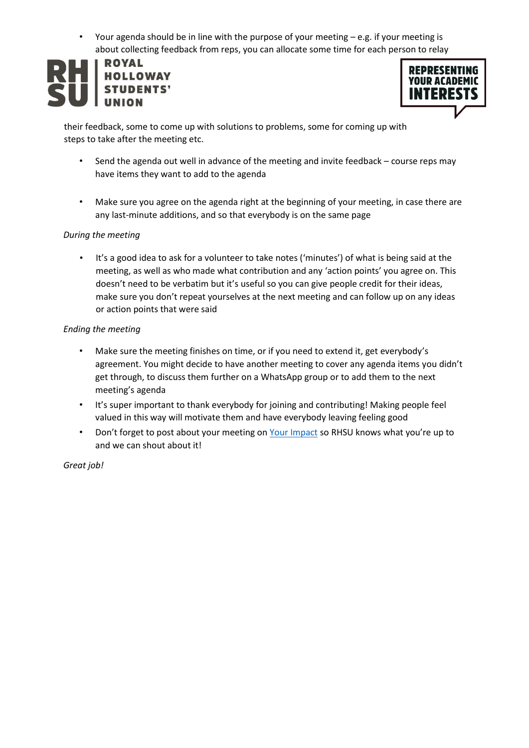- Your agenda should be in line with the purpose of your meeting – e.g. if your meeting is about collecting feedback from reps, you can allocate some time for each person to relay their feedback, some to come up with solutions to problems, some for coming up with steps to take after the meeting etc.

- Send the agenda out well in advance of the meeting and invite feedback – course reps may have items they want to add to the agenda

- Make sure you agree on the agenda right at the beginning of your meeting, in case there are any last-minute additions, and so that everybody is on the same page

*During the meeting*

- It's a good idea to ask for a volunteer to take notes ('minutes') of what is being said at the meeting, as well as who made what contribution and any 'action points' you agree on. This doesn't need to be verbatim but it's useful so you can give people credit for their ideas, make sure you don't repeat yourselves at the next meeting and can follow up on any ideas or action points that were said

*Ending the meeting*

- Make sure the meeting finishes on time, or if you need to extend it, get everybody's agreement. You might decide to have another meeting to cover any agenda items you didn't get through, to discuss them further on a WhatsApp group or to add them to the next meeting's agenda
- It's super important to thank everybody for joining and contributing! Making people feel valued in this way will motivate them and have everybody leaving feeling good
- Don't forget to post about your meeting on Your Impact so RHSU knows what you're up to and we can shout about it!

*Great job!*